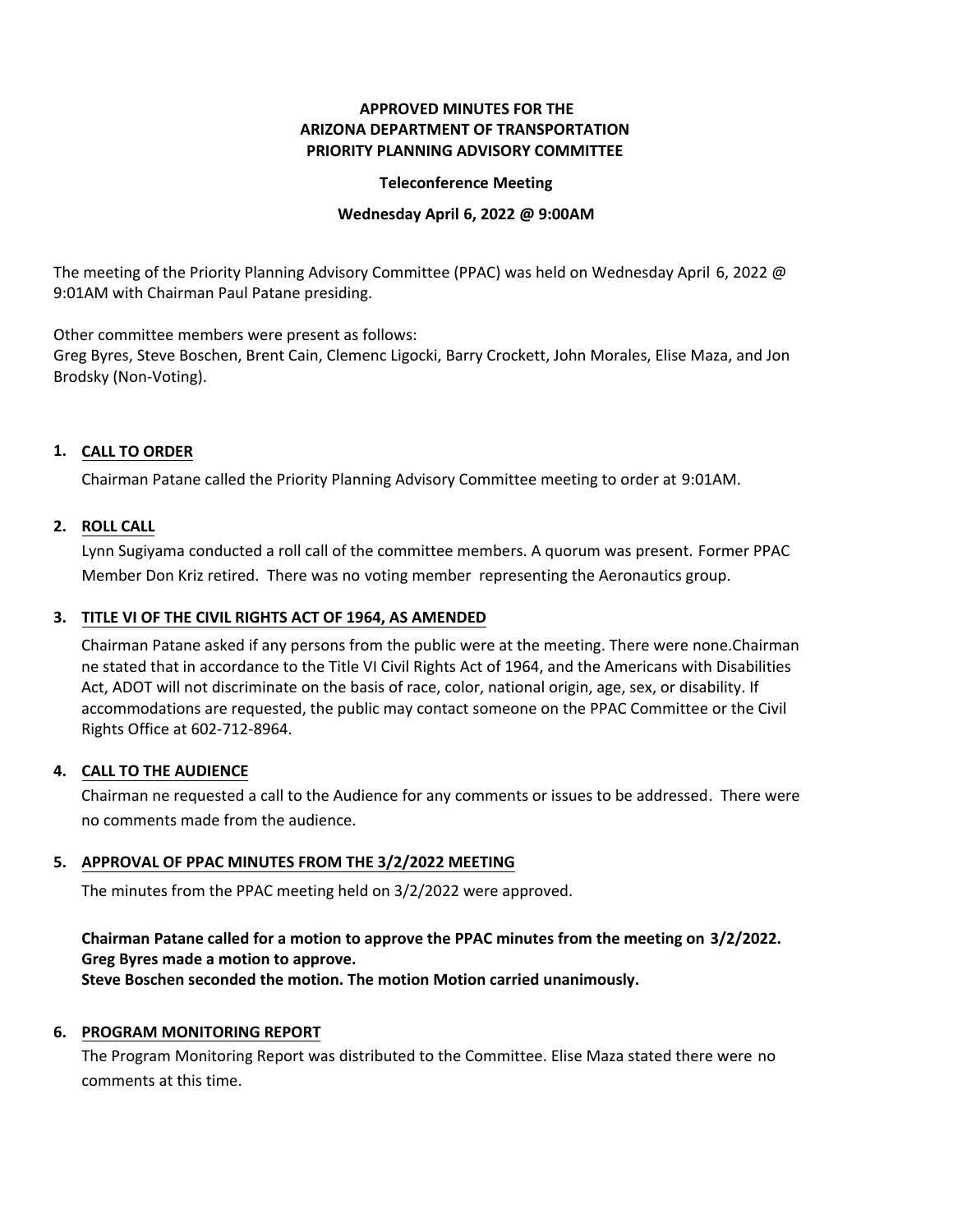**APPROVED MINUTES FOR THE**
**ARIZONA DEPARTMENT OF TRANSPORTATION**
**PRIORITY PLANNING ADVISORY COMMITTEE**

**Teleconference Meeting**

**Wednesday April 6, 2022 @ 9:00AM**

The meeting of the Priority Planning Advisory Committee (PPAC) was held on Wednesday April 6, 2022 @ 9:01AM with Chairman Paul Patane presiding.

Other committee members were present as follows:
Greg Byres, Steve Boschen, Brent Cain, Clemenc Ligocki, Barry Crockett, John Morales, Elise Maza, and Jon Brodsky (Non-Voting).

## 1. CALL TO ORDER

Chairman Patane called the Priority Planning Advisory Committee meeting to order at 9:01AM.

## 2. ROLL CALL

Lynn Sugiyama conducted a roll call of the committee members. A quorum was present. Former PPAC Member Don Kriz retired. There was no voting member representing the Aeronautics group.

## 3. TITLE VI OF THE CIVIL RIGHTS ACT OF 1964, AS AMENDED

Chairman Patane asked if any persons from the public were at the meeting. There were none.Chairman ne stated that in accordance to the Title VI Civil Rights Act of 1964, and the Americans with Disabilities Act, ADOT will not discriminate on the basis of race, color, national origin, age, sex, or disability. If accommodations are requested, the public may contact someone on the PPAC Committee or the Civil Rights Office at 602-712-8964.

## 4. CALL TO THE AUDIENCE

Chairman ne requested a call to the Audience for any comments or issues to be addressed. There were no comments made from the audience.

## 5. APPROVAL OF PPAC MINUTES FROM THE 3/2/2022 MEETING

The minutes from the PPAC meeting held on 3/2/2022 were approved.

**Chairman Patane called for a motion to approve the PPAC minutes from the meeting on 3/2/2022.**
**Greg Byres made a motion to approve.**
**Steve Boschen seconded the motion. The motion Motion carried unanimously.**

## 6. PROGRAM MONITORING REPORT

The Program Monitoring Report was distributed to the Committee. Elise Maza stated there were no comments at this time.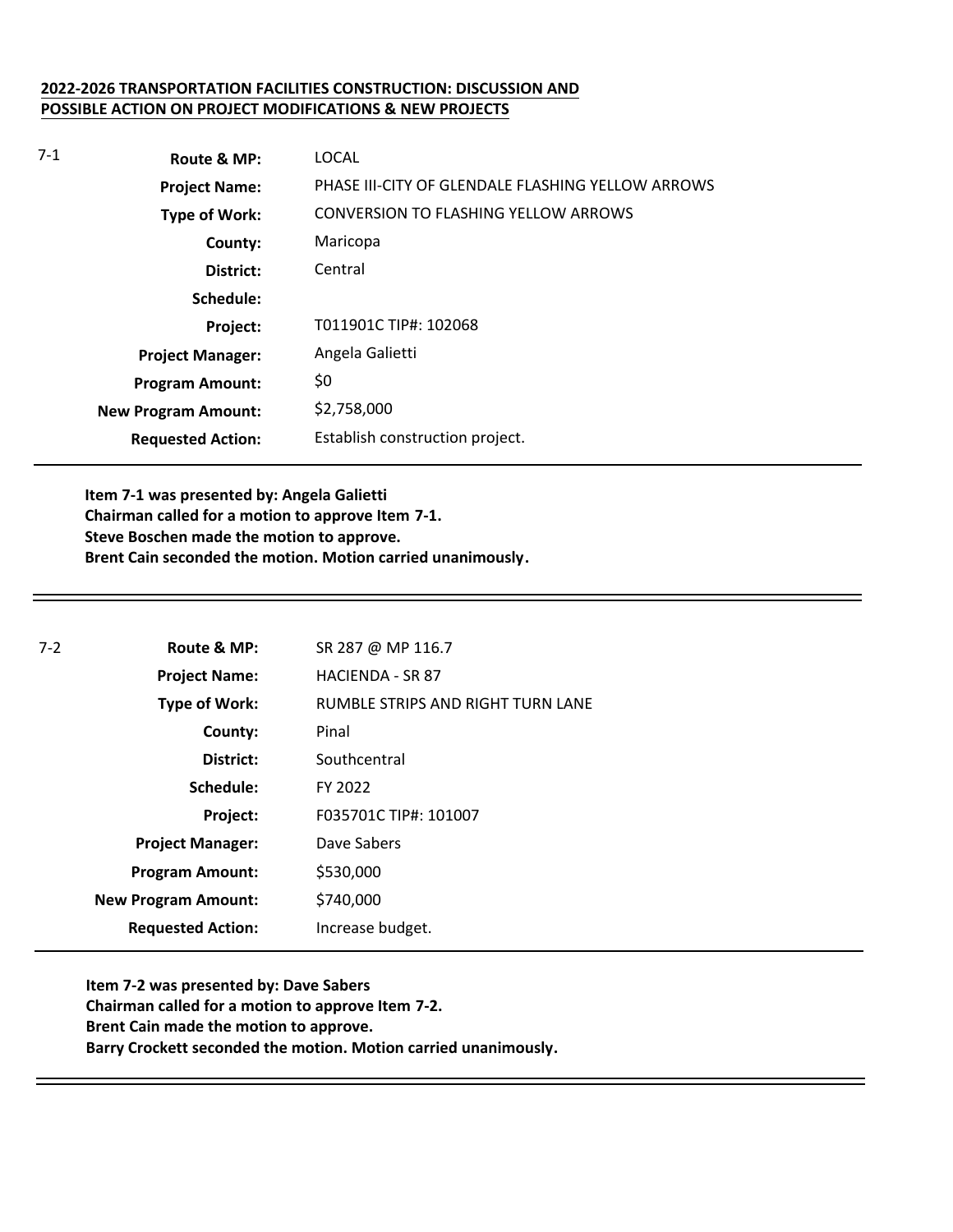**2022-2026 TRANSPORTATION FACILITIES CONSTRUCTION: DISCUSSION AND POSSIBLE ACTION ON PROJECT MODIFICATIONS & NEW PROJECTS**

7-1

| | |
|---|---|
| **Route & MP:** | LOCAL |
| **Project Name:** | PHASE III-CITY OF GLENDALE FLASHING YELLOW ARROWS |
| **Type of Work:** | CONVERSION TO FLASHING YELLOW ARROWS |
| **County:** | Maricopa |
| **District:** | Central |
| **Schedule:** | |
| **Project:** | T011901C TIP#: 102068 |
| **Project Manager:** | Angela Galietti |
| **Program Amount:** | $0 |
| **New Program Amount:** | $2,758,000 |
| **Requested Action:** | Establish construction project. |

**Item 7-1 was presented by: Angela Galietti**
**Chairman called for a motion to approve Item 7-1.**
**Steve Boschen made the motion to approve.**
**Brent Cain seconded the motion. Motion carried unanimously.**

---

7-2

| | |
|---|---|
| **Route & MP:** | SR 287 @ MP 116.7 |
| **Project Name:** | HACIENDA - SR 87 |
| **Type of Work:** | RUMBLE STRIPS AND RIGHT TURN LANE |
| **County:** | Pinal |
| **District:** | Southcentral |
| **Schedule:** | FY 2022 |
| **Project:** | F035701C TIP#: 101007 |
| **Project Manager:** | Dave Sabers |
| **Program Amount:** | $530,000 |
| **New Program Amount:** | $740,000 |
| **Requested Action:** | Increase budget. |

**Item 7-2 was presented by: Dave Sabers**
**Chairman called for a motion to approve Item 7-2.**
**Brent Cain made the motion to approve.**
**Barry Crockett seconded the motion. Motion carried unanimously.**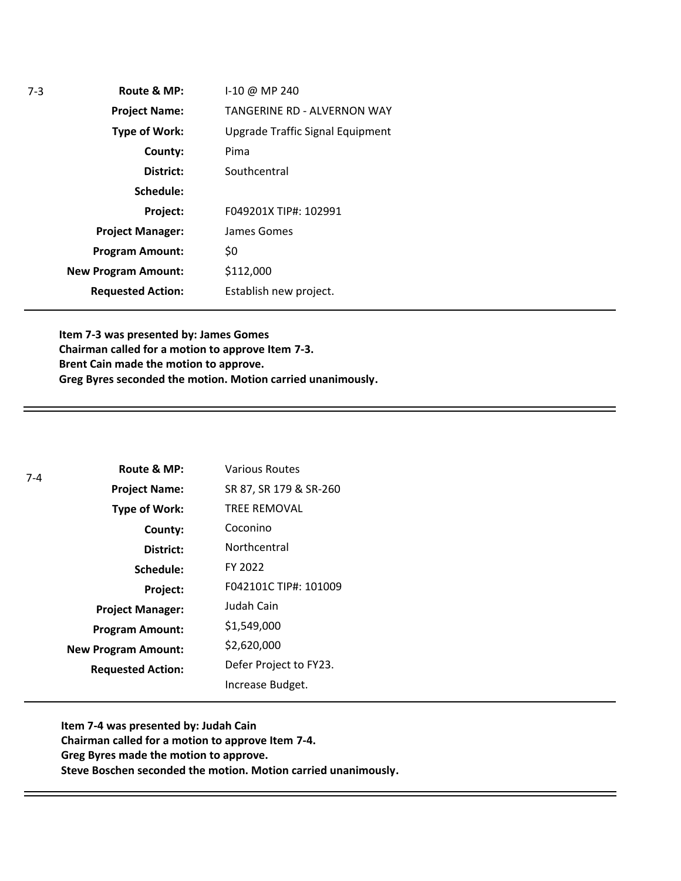7-3

| | |
|---|---|
| **Route & MP:** | I-10 @ MP 240 |
| **Project Name:** | TANGERINE RD - ALVERNON WAY |
| **Type of Work:** | Upgrade Traffic Signal Equipment |
| **County:** | Pima |
| **District:** | Southcentral |
| **Schedule:** | |
| **Project:** | F049201X TIP#: 102991 |
| **Project Manager:** | James Gomes |
| **Program Amount:** | $0 |
| **New Program Amount:** | $112,000 |
| **Requested Action:** | Establish new project. |

**Item 7-3 was presented by: James Gomes**
**Chairman called for a motion to approve Item 7-3.**
**Brent Cain made the motion to approve.**
**Greg Byres seconded the motion. Motion carried unanimously.**

---

7-4

| | |
|---|---|
| **Route & MP:** | Various Routes |
| **Project Name:** | SR 87, SR 179 & SR-260 |
| **Type of Work:** | TREE REMOVAL |
| **County:** | Coconino |
| **District:** | Northcentral |
| **Schedule:** | FY 2022 |
| **Project:** | F042101C TIP#: 101009 |
| **Project Manager:** | Judah Cain |
| **Program Amount:** | $1,549,000 |
| **New Program Amount:** | $2,620,000 |
| **Requested Action:** | Defer Project to FY23. Increase Budget. |

**Item 7-4 was presented by: Judah Cain**
**Chairman called for a motion to approve Item 7-4.**
**Greg Byres made the motion to approve.**
**Steve Boschen seconded the motion. Motion carried unanimously.**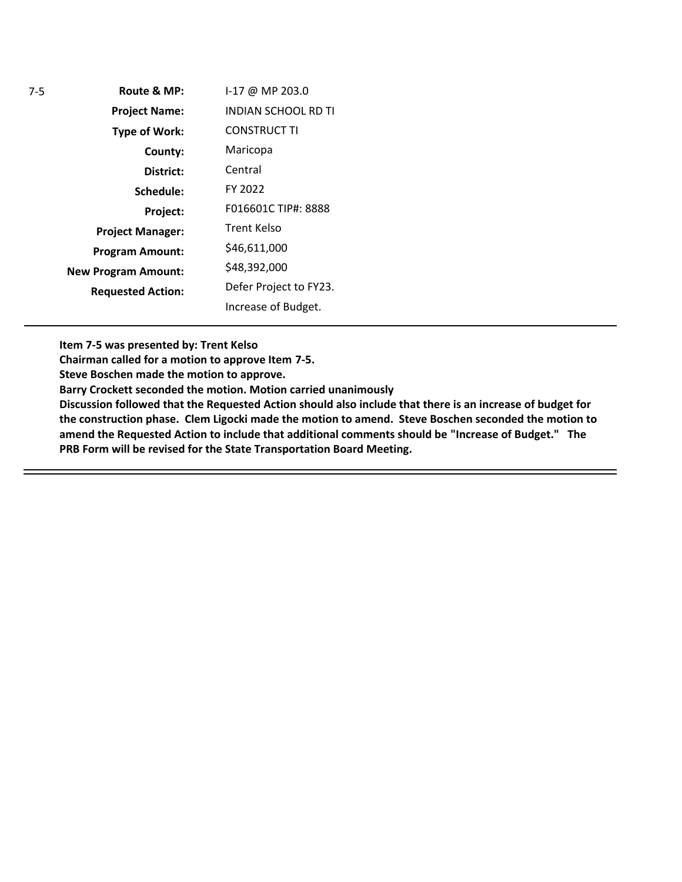7-5

| | |
|---|---|
| **Route & MP:** | I-17 @ MP 203.0 |
| **Project Name:** | INDIAN SCHOOL RD TI |
| **Type of Work:** | CONSTRUCT TI |
| **County:** | Maricopa |
| **District:** | Central |
| **Schedule:** | FY 2022 |
| **Project:** | F016601C TIP#: 8888 |
| **Project Manager:** | Trent Kelso |
| **Program Amount:** | $46,611,000 |
| **New Program Amount:** | $48,392,000 |
| **Requested Action:** | Defer Project to FY23.<br>Increase of Budget. |

---

**Item 7-5 was presented by: Trent Kelso**
**Chairman called for a motion to approve Item 7-5.**
**Steve Boschen made the motion to approve.**
**Barry Crockett seconded the motion. Motion carried unanimously**
**Discussion followed that the Requested Action should also include that there is an increase of budget for the construction phase. Clem Ligocki made the motion to amend. Steve Boschen seconded the motion to amend the Requested Action to include that additional comments should be "Increase of Budget." The PRB Form will be revised for the State Transportation Board Meeting.**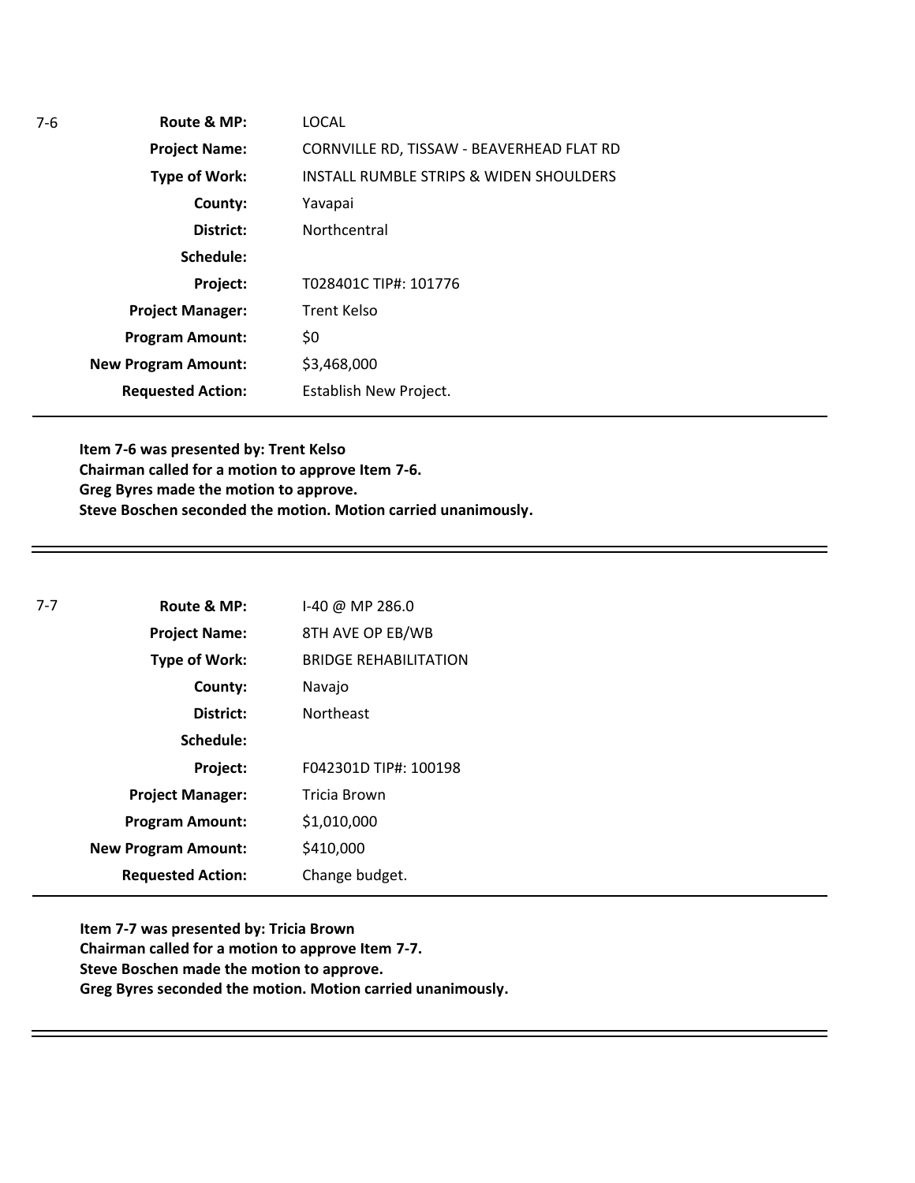7-6

| Field | Value |
|---|---|
| **Route & MP:** | LOCAL |
| **Project Name:** | CORNVILLE RD, TISSAW - BEAVERHEAD FLAT RD |
| **Type of Work:** | INSTALL RUMBLE STRIPS & WIDEN SHOULDERS |
| **County:** | Yavapai |
| **District:** | Northcentral |
| **Schedule:** | |
| **Project:** | T028401C TIP#: 101776 |
| **Project Manager:** | Trent Kelso |
| **Program Amount:** | $0 |
| **New Program Amount:** | $3,468,000 |
| **Requested Action:** | Establish New Project. |

**Item 7-6 was presented by: Trent Kelso**
**Chairman called for a motion to approve Item 7-6.**
**Greg Byres made the motion to approve.**
**Steve Boschen seconded the motion. Motion carried unanimously.**

---

7-7

| Field | Value |
|---|---|
| **Route & MP:** | I-40 @ MP 286.0 |
| **Project Name:** | 8TH AVE OP EB/WB |
| **Type of Work:** | BRIDGE REHABILITATION |
| **County:** | Navajo |
| **District:** | Northeast |
| **Schedule:** | |
| **Project:** | F042301D TIP#: 100198 |
| **Project Manager:** | Tricia Brown |
| **Program Amount:** | $1,010,000 |
| **New Program Amount:** | $410,000 |
| **Requested Action:** | Change budget. |

**Item 7-7 was presented by: Tricia Brown**
**Chairman called for a motion to approve Item 7-7.**
**Steve Boschen made the motion to approve.**
**Greg Byres seconded the motion. Motion carried unanimously.**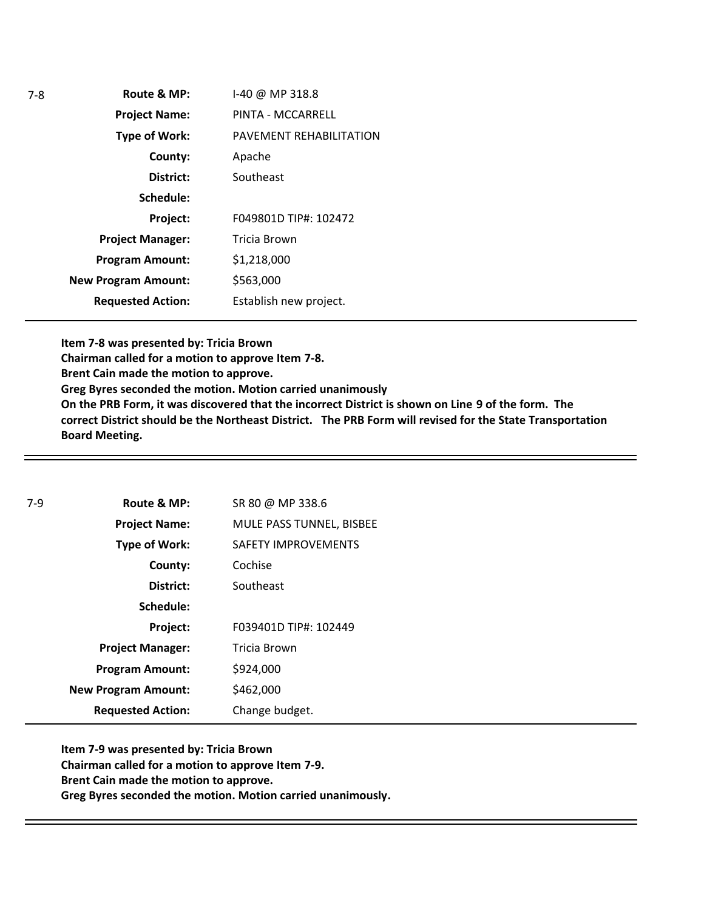| 7-8 | | |
|---|---|---|
| | **Route & MP:** | I-40 @ MP 318.8 |
| | **Project Name:** | PINTA - MCCARRELL |
| | **Type of Work:** | PAVEMENT REHABILITATION |
| | **County:** | Apache |
| | **District:** | Southeast |
| | **Schedule:** | |
| | **Project:** | F049801D TIP#: 102472 |
| | **Project Manager:** | Tricia Brown |
| | **Program Amount:** | $1,218,000 |
| | **New Program Amount:** | $563,000 |
| | **Requested Action:** | Establish new project. |

**Item 7-8 was presented by: Tricia Brown**
**Chairman called for a motion to approve Item 7-8.**
**Brent Cain made the motion to approve.**
**Greg Byres seconded the motion. Motion carried unanimously**
**On the PRB Form, it was discovered that the incorrect District is shown on Line 9 of the form. The correct District should be the Northeast District. The PRB Form will revised for the State Transportation Board Meeting.**

---

| 7-9 | | |
|---|---|---|
| | **Route & MP:** | SR 80 @ MP 338.6 |
| | **Project Name:** | MULE PASS TUNNEL, BISBEE |
| | **Type of Work:** | SAFETY IMPROVEMENTS |
| | **County:** | Cochise |
| | **District:** | Southeast |
| | **Schedule:** | |
| | **Project:** | F039401D TIP#: 102449 |
| | **Project Manager:** | Tricia Brown |
| | **Program Amount:** | $924,000 |
| | **New Program Amount:** | $462,000 |
| | **Requested Action:** | Change budget. |

**Item 7-9 was presented by: Tricia Brown**
**Chairman called for a motion to approve Item 7-9.**
**Brent Cain made the motion to approve.**
**Greg Byres seconded the motion. Motion carried unanimously.**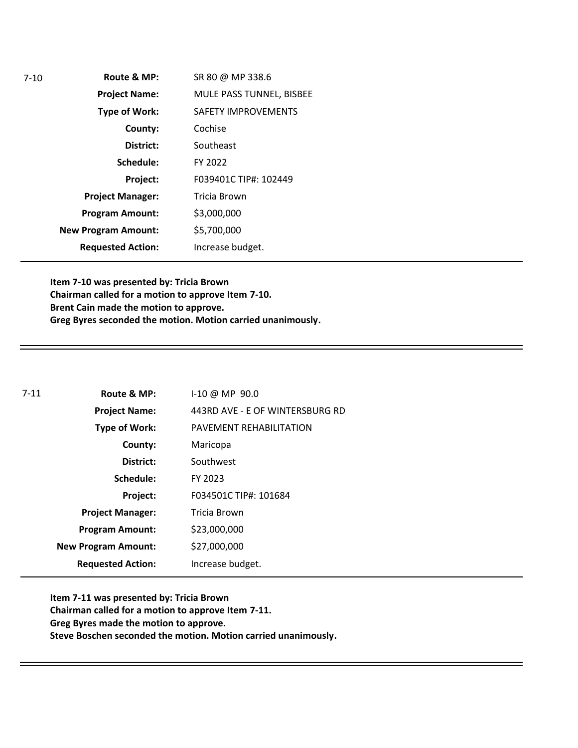| 7-10 | | |
|---|---|---|
| | **Route & MP:** | SR 80 @ MP 338.6 |
| | **Project Name:** | MULE PASS TUNNEL, BISBEE |
| | **Type of Work:** | SAFETY IMPROVEMENTS |
| | **County:** | Cochise |
| | **District:** | Southeast |
| | **Schedule:** | FY 2022 |
| | **Project:** | F039401C TIP#: 102449 |
| | **Project Manager:** | Tricia Brown |
| | **Program Amount:** | $3,000,000 |
| | **New Program Amount:** | $5,700,000 |
| | **Requested Action:** | Increase budget. |

**Item 7-10 was presented by: Tricia Brown**
**Chairman called for a motion to approve Item 7-10.**
**Brent Cain made the motion to approve.**
**Greg Byres seconded the motion. Motion carried unanimously.**

---

| 7-11 | | |
|---|---|---|
| | **Route & MP:** | I-10 @ MP 90.0 |
| | **Project Name:** | 443RD AVE - E OF WINTERSBURG RD |
| | **Type of Work:** | PAVEMENT REHABILITATION |
| | **County:** | Maricopa |
| | **District:** | Southwest |
| | **Schedule:** | FY 2023 |
| | **Project:** | F034501C TIP#: 101684 |
| | **Project Manager:** | Tricia Brown |
| | **Program Amount:** | $23,000,000 |
| | **New Program Amount:** | $27,000,000 |
| | **Requested Action:** | Increase budget. |

**Item 7-11 was presented by: Tricia Brown**
**Chairman called for a motion to approve Item 7-11.**
**Greg Byres made the motion to approve.**
**Steve Boschen seconded the motion. Motion carried unanimously.**

---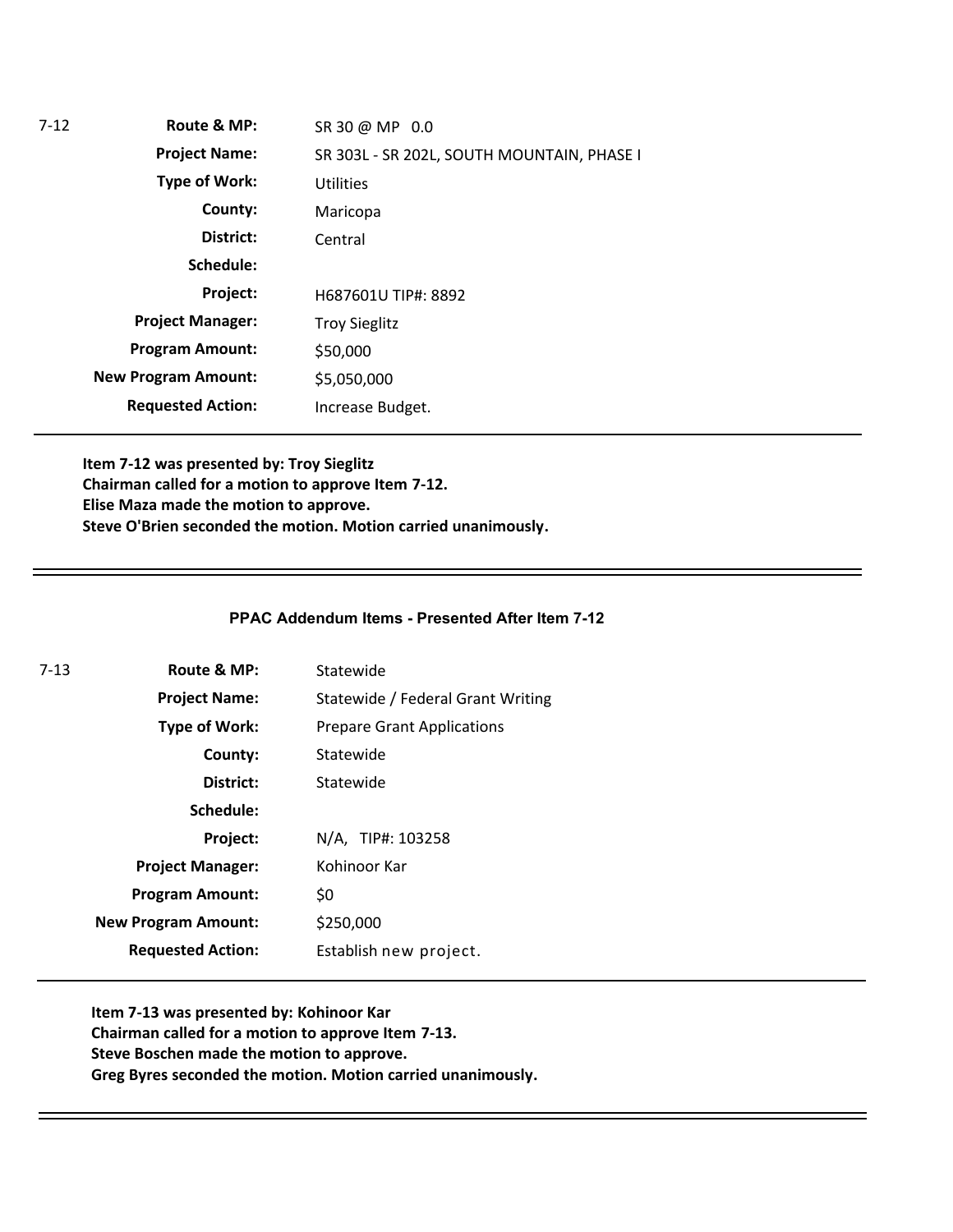| 7-12 | | |
|---|---|---|
| | **Route & MP:** | SR 30 @ MP 0.0 |
| | **Project Name:** | SR 303L - SR 202L, SOUTH MOUNTAIN, PHASE I |
| | **Type of Work:** | Utilities |
| | **County:** | Maricopa |
| | **District:** | Central |
| | **Schedule:** | |
| | **Project:** | H687601U TIP#: 8892 |
| | **Project Manager:** | Troy Sieglitz |
| | **Program Amount:** | $50,000 |
| | **New Program Amount:** | $5,050,000 |
| | **Requested Action:** | Increase Budget. |

**Item 7-12 was presented by: Troy Sieglitz**
**Chairman called for a motion to approve Item 7-12.**
**Elise Maza made the motion to approve.**
**Steve O'Brien seconded the motion. Motion carried unanimously.**

---

**PPAC Addendum Items - Presented After Item 7-12**

| 7-13 | | |
|---|---|---|
| | **Route & MP:** | Statewide |
| | **Project Name:** | Statewide / Federal Grant Writing |
| | **Type of Work:** | Prepare Grant Applications |
| | **County:** | Statewide |
| | **District:** | Statewide |
| | **Schedule:** | |
| | **Project:** | N/A, TIP#: 103258 |
| | **Project Manager:** | Kohinoor Kar |
| | **Program Amount:** | $0 |
| | **New Program Amount:** | $250,000 |
| | **Requested Action:** | Establish new project. |

**Item 7-13 was presented by: Kohinoor Kar**
**Chairman called for a motion to approve Item 7-13.**
**Steve Boschen made the motion to approve.**
**Greg Byres seconded the motion. Motion carried unanimously.**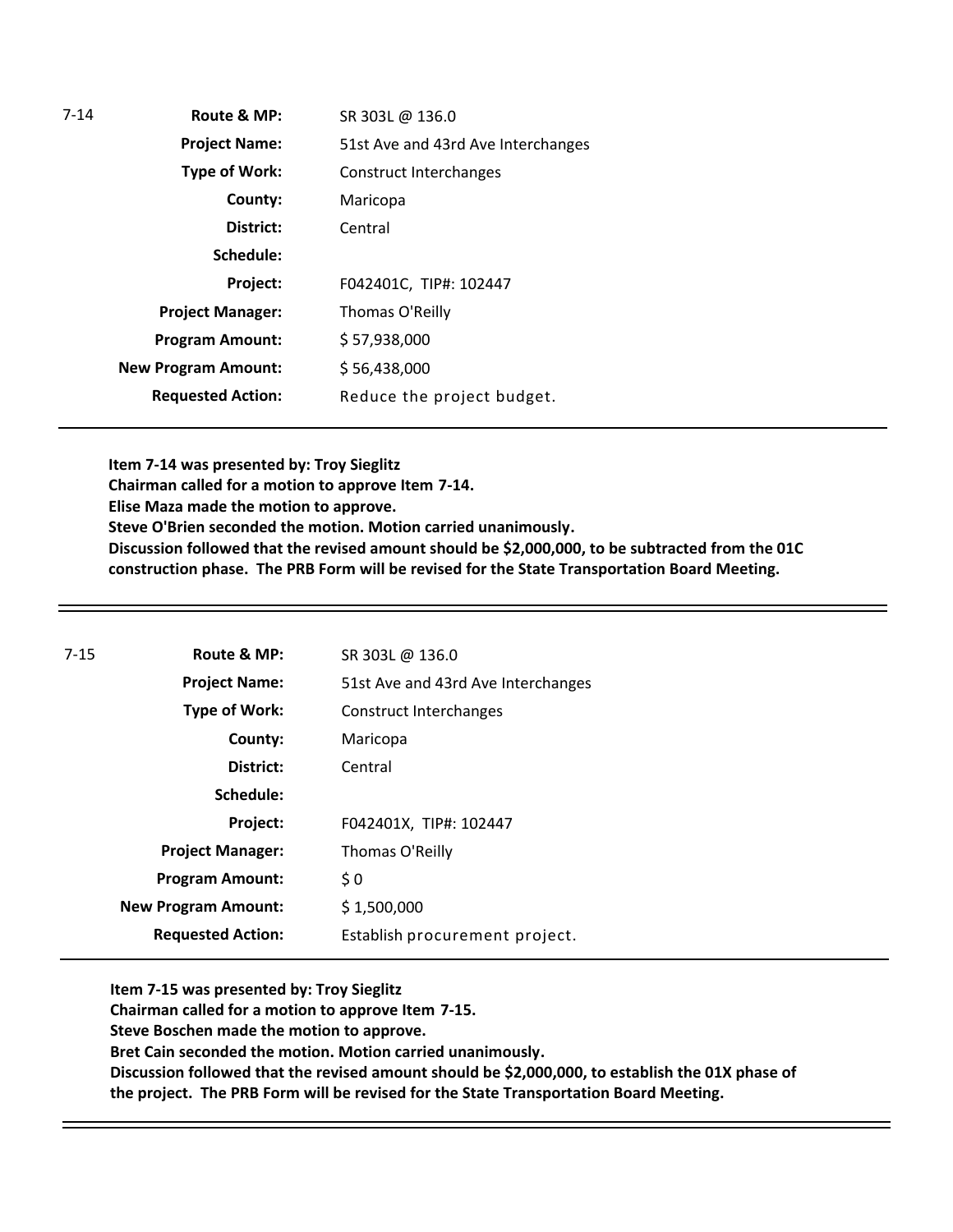7-14

| | |
|---|---|
| **Route & MP:** | SR 303L @ 136.0 |
| **Project Name:** | 51st Ave and 43rd Ave Interchanges |
| **Type of Work:** | Construct Interchanges |
| **County:** | Maricopa |
| **District:** | Central |
| **Schedule:** | |
| **Project:** | F042401C, TIP#: 102447 |
| **Project Manager:** | Thomas O'Reilly |
| **Program Amount:** | $ 57,938,000 |
| **New Program Amount:** | $ 56,438,000 |
| **Requested Action:** | Reduce the project budget. |

**Item 7-14 was presented by: Troy Sieglitz**
**Chairman called for a motion to approve Item 7-14.**
**Elise Maza made the motion to approve.**
**Steve O'Brien seconded the motion. Motion carried unanimously.**
**Discussion followed that the revised amount should be $2,000,000, to be subtracted from the 01C construction phase. The PRB Form will be revised for the State Transportation Board Meeting.**

---

7-15

| | |
|---|---|
| **Route & MP:** | SR 303L @ 136.0 |
| **Project Name:** | 51st Ave and 43rd Ave Interchanges |
| **Type of Work:** | Construct Interchanges |
| **County:** | Maricopa |
| **District:** | Central |
| **Schedule:** | |
| **Project:** | F042401X, TIP#: 102447 |
| **Project Manager:** | Thomas O'Reilly |
| **Program Amount:** | $ 0 |
| **New Program Amount:** | $ 1,500,000 |
| **Requested Action:** | Establish procurement project. |

**Item 7-15 was presented by: Troy Sieglitz**
**Chairman called for a motion to approve Item 7-15.**
**Steve Boschen made the motion to approve.**
**Bret Cain seconded the motion. Motion carried unanimously.**
**Discussion followed that the revised amount should be $2,000,000, to establish the 01X phase of the project. The PRB Form will be revised for the State Transportation Board Meeting.**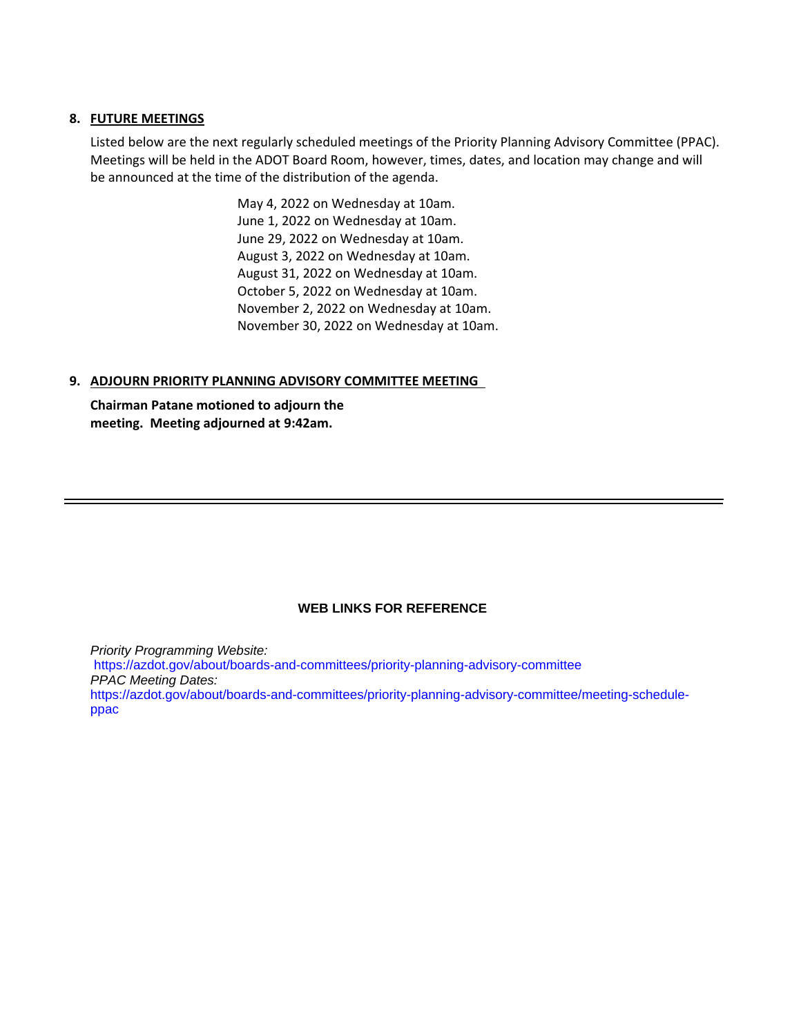## 8. FUTURE MEETINGS

Listed below are the next regularly scheduled meetings of the Priority Planning Advisory Committee (PPAC). Meetings will be held in the ADOT Board Room, however, times, dates, and location may change and will be announced at the time of the distribution of the agenda.

May 4, 2022 on Wednesday at 10am.
June 1, 2022 on Wednesday at 10am.
June 29, 2022 on Wednesday at 10am.
August 3, 2022 on Wednesday at 10am.
August 31, 2022 on Wednesday at 10am.
October 5, 2022 on Wednesday at 10am.
November 2, 2022 on Wednesday at 10am.
November 30, 2022 on Wednesday at 10am.

## 9. ADJOURN PRIORITY PLANNING ADVISORY COMMITTEE MEETING

**Chairman Patane motioned to adjourn the meeting. Meeting adjourned at 9:42am.**

---

**WEB LINKS FOR REFERENCE**

*Priority Programming Website:*
https://azdot.gov/about/boards-and-committees/priority-planning-advisory-committee
*PPAC Meeting Dates:*
https://azdot.gov/about/boards-and-committees/priority-planning-advisory-committee/meeting-schedule-ppac